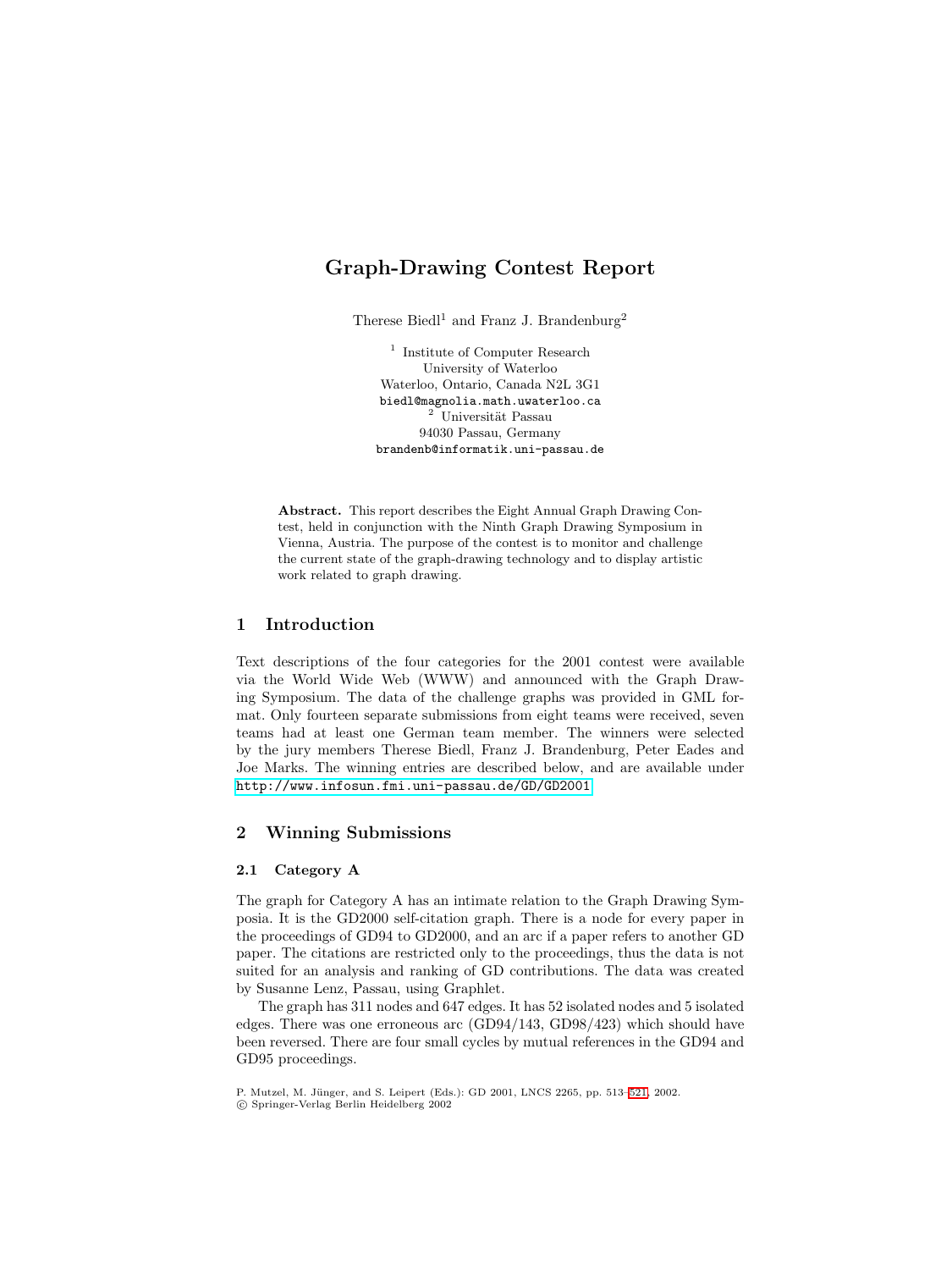# Graph-Drawing Contest Report

Therese Biedl[1] and Franz J. Brandenburg[2]

[1] Institute of Computer Research
University of Waterloo
Waterloo, Ontario, Canada N2L 3G1
biedl@magnolia.math.uwaterloo.ca

[2] Universität Passau
94030 Passau, Germany
brandenb@informatik.uni-passau.de

**Abstract.** This report describes the Eight Annual Graph Drawing Contest, held in conjunction with the Ninth Graph Drawing Symposium in Vienna, Austria. The purpose of the contest is to monitor and challenge the current state of the graph-drawing technology and to display artistic work related to graph drawing.

## 1 Introduction

Text descriptions of the four categories for the 2001 contest were available via the World Wide Web (WWW) and announced with the Graph Drawing Symposium. The data of the challenge graphs was provided in GML format. Only fourteen separate submissions from eight teams were received, seven teams had at least one German team member. The winners were selected by the jury members Therese Biedl, Franz J. Brandenburg, Peter Eades and Joe Marks. The winning entries are described below, and are available under http://www.infosun.fmi.uni-passau.de/GD/GD2001

## 2 Winning Submissions

### 2.1 Category A

The graph for Category A has an intimate relation to the Graph Drawing Symposia. It is the GD2000 self-citation graph. There is a node for every paper in the proceedings of GD94 to GD2000, and an arc if a paper refers to another GD paper. The citations are restricted only to the proceedings, thus the data is not suited for an analysis and ranking of GD contributions. The data was created by Susanne Lenz, Passau, using Graphlet.

The graph has 311 nodes and 647 edges. It has 52 isolated nodes and 5 isolated edges. There was one erroneous arc (GD94/143, GD98/423) which should have been reversed. There are four small cycles by mutual references in the GD94 and GD95 proceedings.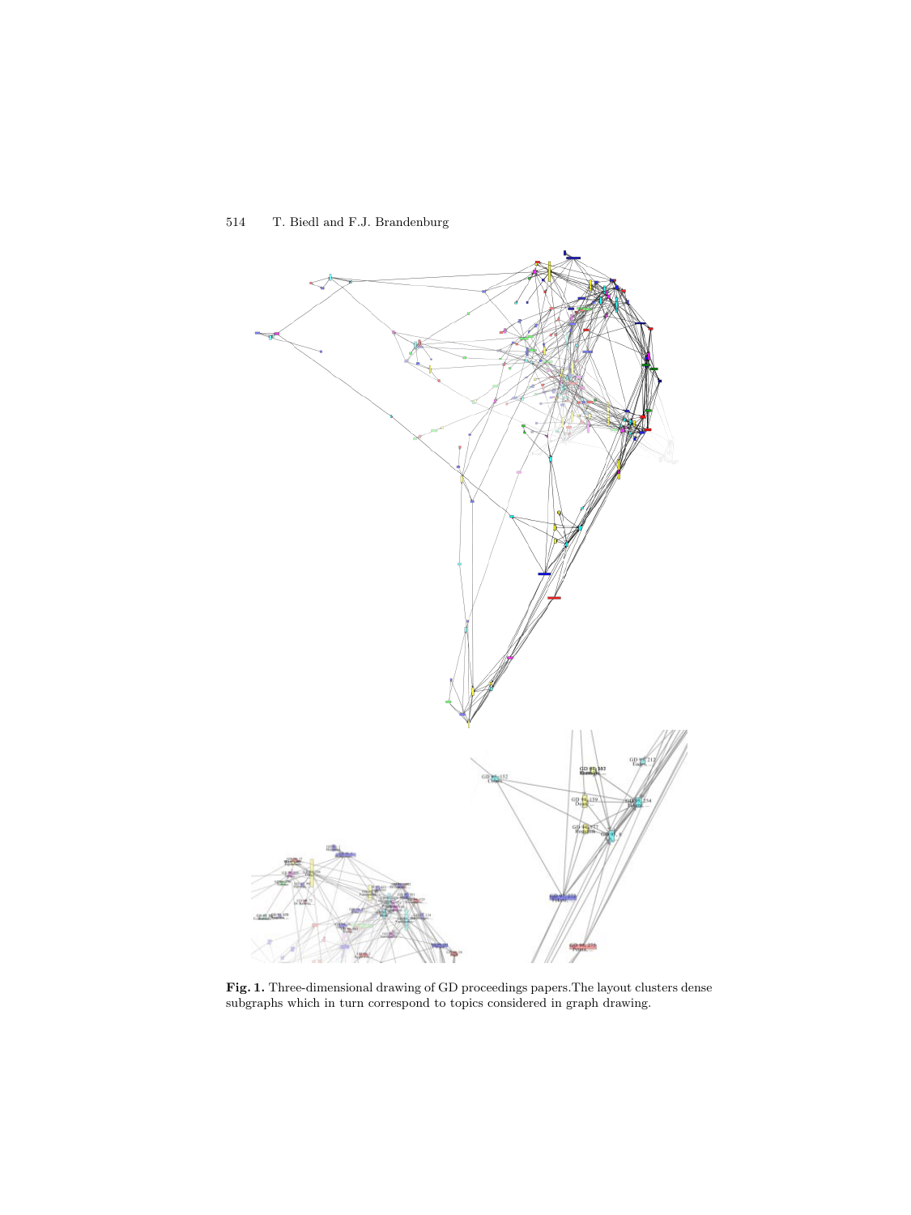**Fig. 1.** Three-dimensional drawing of GD proceedings papers.The layout clusters dense subgraphs which in turn correspond to topics considered in graph drawing.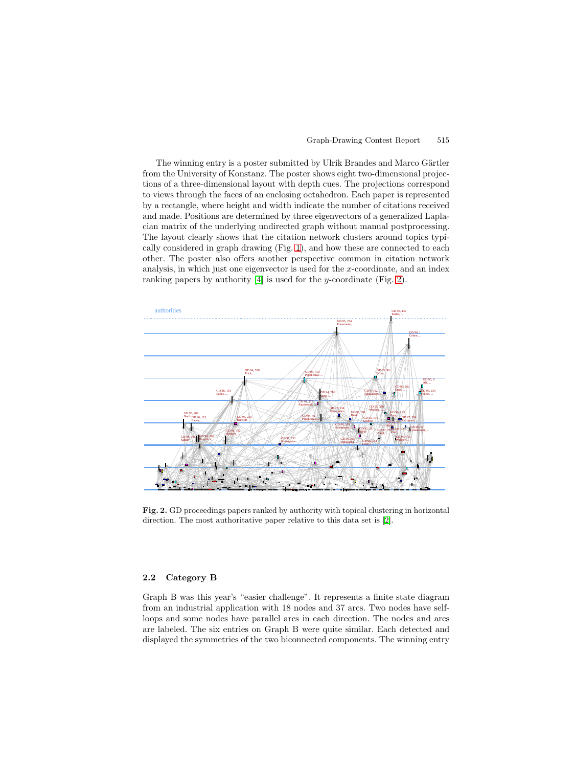The winning entry is a poster submitted by Ulrik Brandes and Marco Gärtler from the University of Konstanz. The poster shows eight two-dimensional projections of a three-dimensional layout with depth cues. The projections correspond to views through the faces of an enclosing octahedron. Each paper is represented by a rectangle, where height and width indicate the number of citations received and made. Positions are determined by three eigenvectors of a generalized Laplacian matrix of the underlying undirected graph without manual postprocessing. The layout clearly shows that the citation network clusters around topics typically considered in graph drawing (Fig. 1), and how these are connected to each other. The poster also offers another perspective common in citation network analysis, in which just one eigenvector is used for the $x$-coordinate, and an index ranking papers by authority [4] is used for the $y$-coordinate (Fig. 2).

**Fig. 2.** GD proceedings papers ranked by authority with topical clustering in horizontal direction. The most authoritative paper relative to this data set is [2].

### 2.2 Category B

Graph B was this year's "easier challenge". It represents a finite state diagram from an industrial application with 18 nodes and 37 arcs. Two nodes have self-loops and some nodes have parallel arcs in each direction. The nodes and arcs are labeled. The six entries on Graph B were quite similar. Each detected and displayed the symmetries of the two biconnected components. The winning entry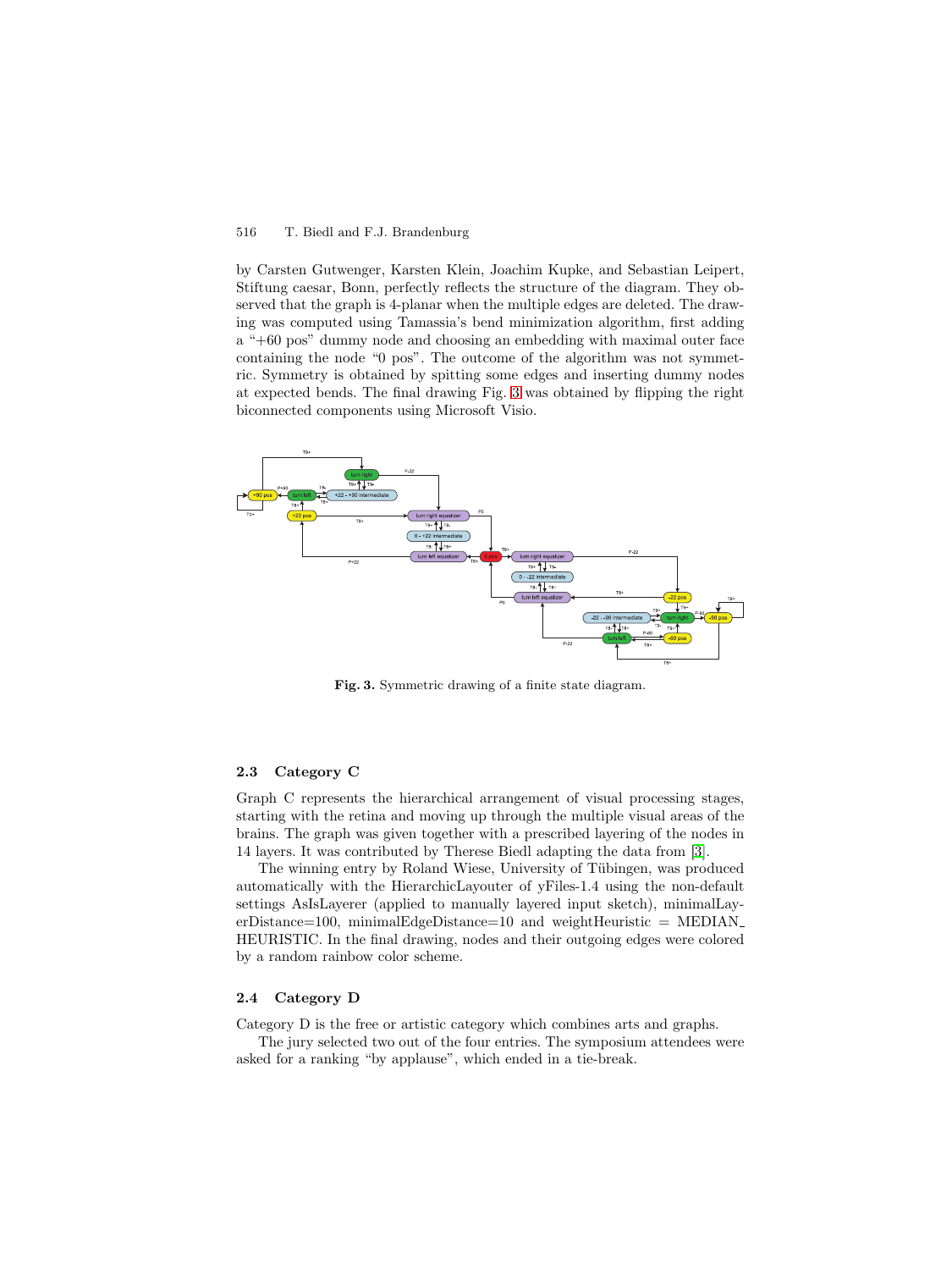by Carsten Gutwenger, Karsten Klein, Joachim Kupke, and Sebastian Leipert, Stiftung caesar, Bonn, perfectly reflects the structure of the diagram. They observed that the graph is 4-planar when the multiple edges are deleted. The drawing was computed using Tamassia's bend minimization algorithm, first adding a "+60 pos" dummy node and choosing an embedding with maximal outer face containing the node "0 pos". The outcome of the algorithm was not symmetric. Symmetry is obtained by spitting some edges and inserting dummy nodes at expected bends. The final drawing Fig. 3 was obtained by flipping the right biconnected components using Microsoft Visio.

**Fig. 3.** Symmetric drawing of a finite state diagram.

### 2.3 Category C

Graph C represents the hierarchical arrangement of visual processing stages, starting with the retina and moving up through the multiple visual areas of the brains. The graph was given together with a prescribed layering of the nodes in 14 layers. It was contributed by Therese Biedl adapting the data from [3].

The winning entry by Roland Wiese, University of Tübingen, was produced automatically with the HierarchicLayouter of yFiles-1.4 using the non-default settings AsIsLayerer (applied to manually layered input sketch), minimalLayerDistance=100, minimalEdgeDistance=10 and weightHeuristic = MEDIAN_HEURISTIC. In the final drawing, nodes and their outgoing edges were colored by a random rainbow color scheme.

### 2.4 Category D

Category D is the free or artistic category which combines arts and graphs.

The jury selected two out of the four entries. The symposium attendees were asked for a ranking "by applause", which ended in a tie-break.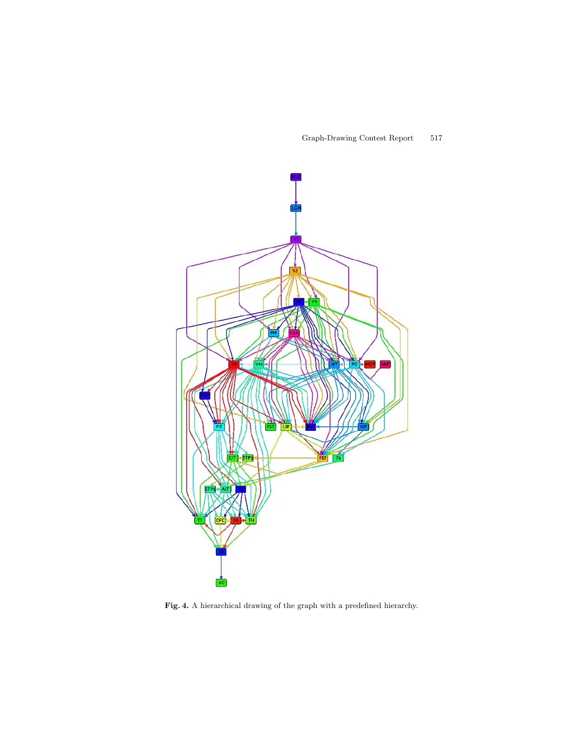**Fig. 4.** A hierarchical drawing of the graph with a predefined hierarchy.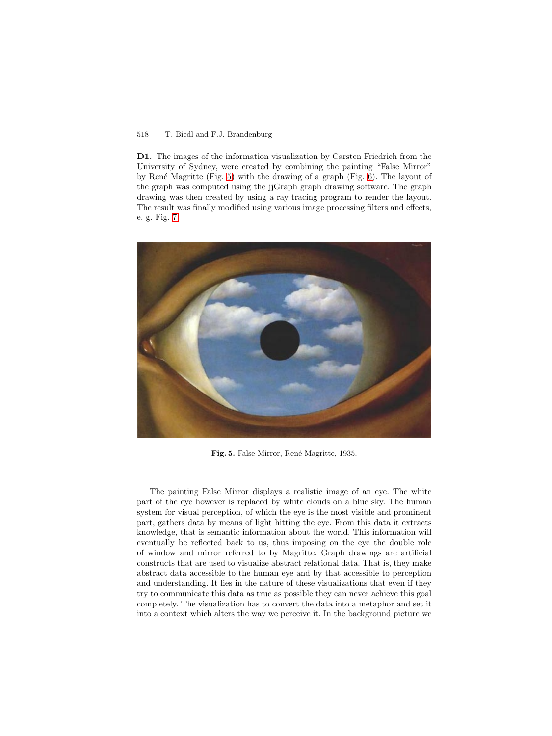**D1.** The images of the information visualization by Carsten Friedrich from the University of Sydney, were created by combining the painting "False Mirror" by René Magritte (Fig. 5) with the drawing of a graph (Fig. 6). The layout of the graph was computed using the jjGraph graph drawing software. The graph drawing was then created by using a ray tracing program to render the layout. The result was finally modified using various image processing filters and effects, e. g. Fig. 7

**Fig. 5.** False Mirror, René Magritte, 1935.

The painting False Mirror displays a realistic image of an eye. The white part of the eye however is replaced by white clouds on a blue sky. The human system for visual perception, of which the eye is the most visible and prominent part, gathers data by means of light hitting the eye. From this data it extracts knowledge, that is semantic information about the world. This information will eventually be reflected back to us, thus imposing on the eye the double role of window and mirror referred to by Magritte. Graph drawings are artificial constructs that are used to visualize abstract relational data. That is, they make abstract data accessible to the human eye and by that accessible to perception and understanding. It lies in the nature of these visualizations that even if they try to communicate this data as true as possible they can never achieve this goal completely. The visualization has to convert the data into a metaphor and set it into a context which alters the way we perceive it. In the background picture we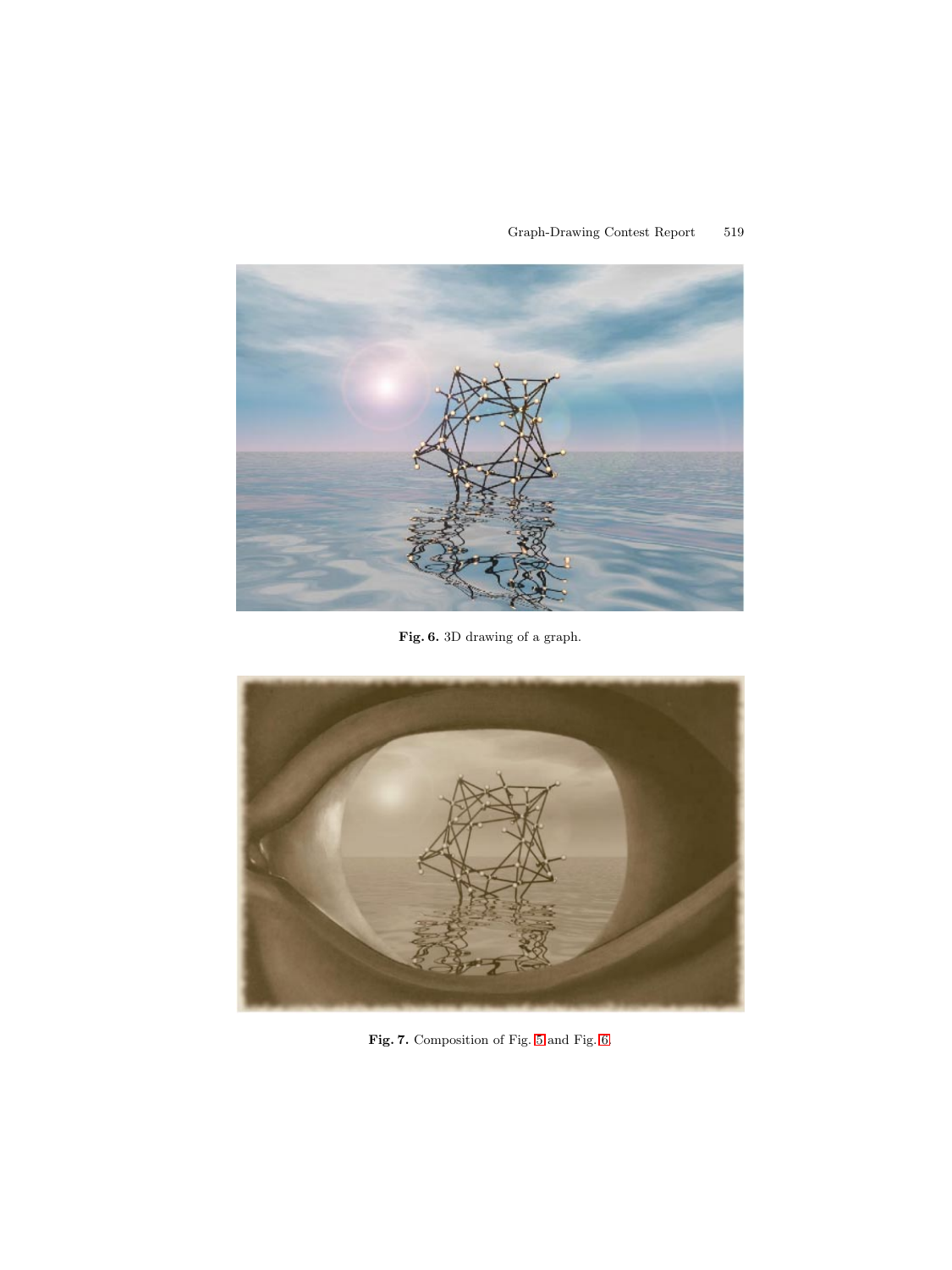**Fig. 6.** 3D drawing of a graph.

**Fig. 7.** Composition of Fig. 5 and Fig. 6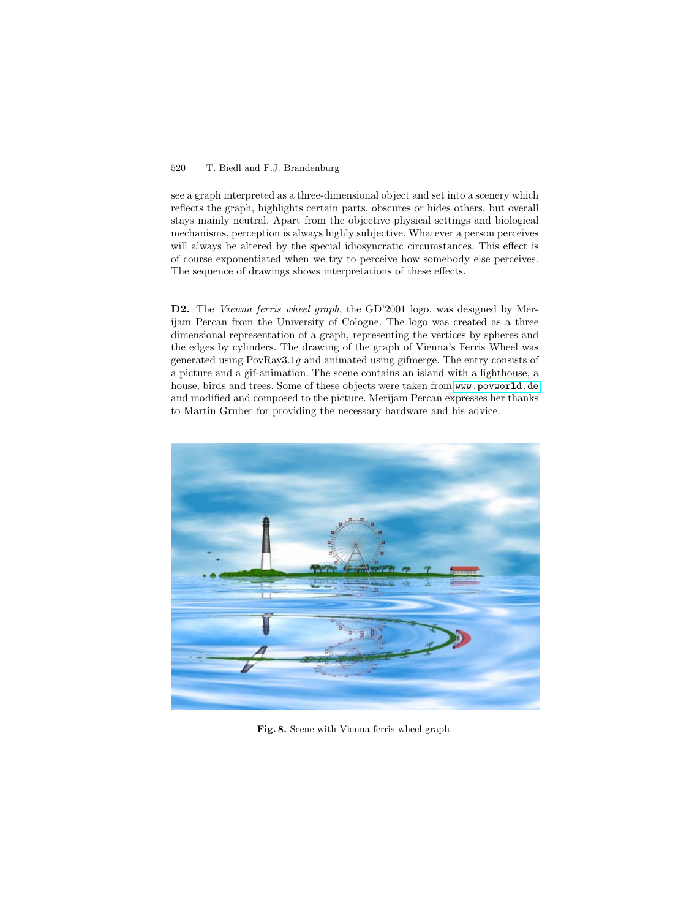see a graph interpreted as a three-dimensional object and set into a scenery which reflects the graph, highlights certain parts, obscures or hides others, but overall stays mainly neutral. Apart from the objective physical settings and biological mechanisms, perception is always highly subjective. Whatever a person perceives will always be altered by the special idiosyncratic circumstances. This effect is of course exponentiated when we try to perceive how somebody else perceives. The sequence of drawings shows interpretations of these effects.

**D2.** The *Vienna ferris wheel graph*, the GD'2001 logo, was designed by Merijam Percan from the University of Cologne. The logo was created as a three dimensional representation of a graph, representing the vertices by spheres and the edges by cylinders. The drawing of the graph of Vienna's Ferris Wheel was generated using PovRay3.1*g* and animated using gifmerge. The entry consists of a picture and a gif-animation. The scene contains an island with a lighthouse, a house, birds and trees. Some of these objects were taken from `www.povworld.de` and modified and composed to the picture. Merijam Percan expresses her thanks to Martin Gruber for providing the necessary hardware and his advice.

**Fig. 8.** Scene with Vienna ferris wheel graph.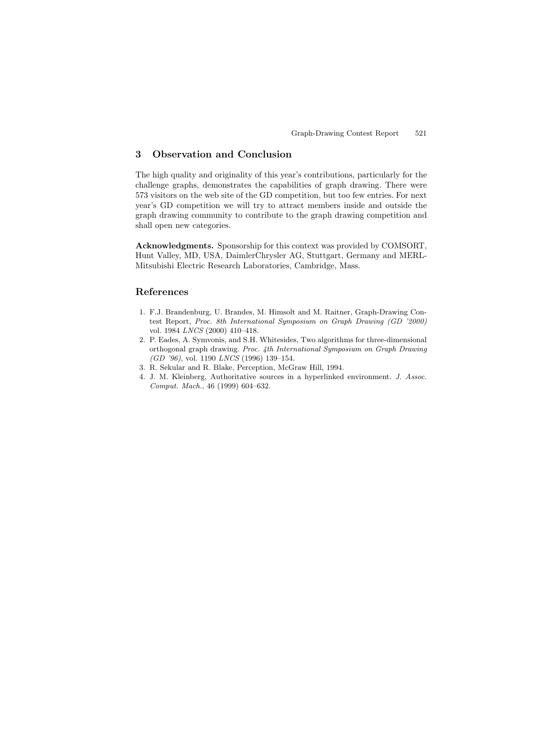## 3 Observation and Conclusion

The high quality and originality of this year's contributions, particularly for the challenge graphs, demonstrates the capabilities of graph drawing. There were 573 visitors on the web site of the GD competition, but too few entries. For next year's GD competition we will try to attract members inside and outside the graph drawing community to contribute to the graph drawing competition and shall open new categories.

**Acknowledgments.** Sponsorship for this context was provided by COMSORT, Hunt Valley, MD, USA, DaimlerChrysler AG, Stuttgart, Germany and MERL-Mitsubishi Electric Research Laboratories, Cambridge, Mass.

## References

1. F.J. Brandenburg, U. Brandes, M. Himsolt and M. Raitner, Graph-Drawing Contest Report, *Proc. 8th International Symposium on Graph Drawing (GD '2000)* vol. 1984 *LNCS* (2000) 410–418.
2. P. Eades, A. Symvonis, and S.H. Whitesides, Two algorithms for three-dimensional orthogonal graph drawing. *Proc. 4th International Symposium on Graph Drawing (GD '96)*, vol. 1190 *LNCS* (1996) 139–154.
3. R. Sekular and R. Blake, Perception, McGraw Hill, 1994.
4. J. M. Kleinberg, Authoritative sources in a hyperlinked environment. *J. Assoc. Comput. Mach.*, 46 (1999) 604–632.